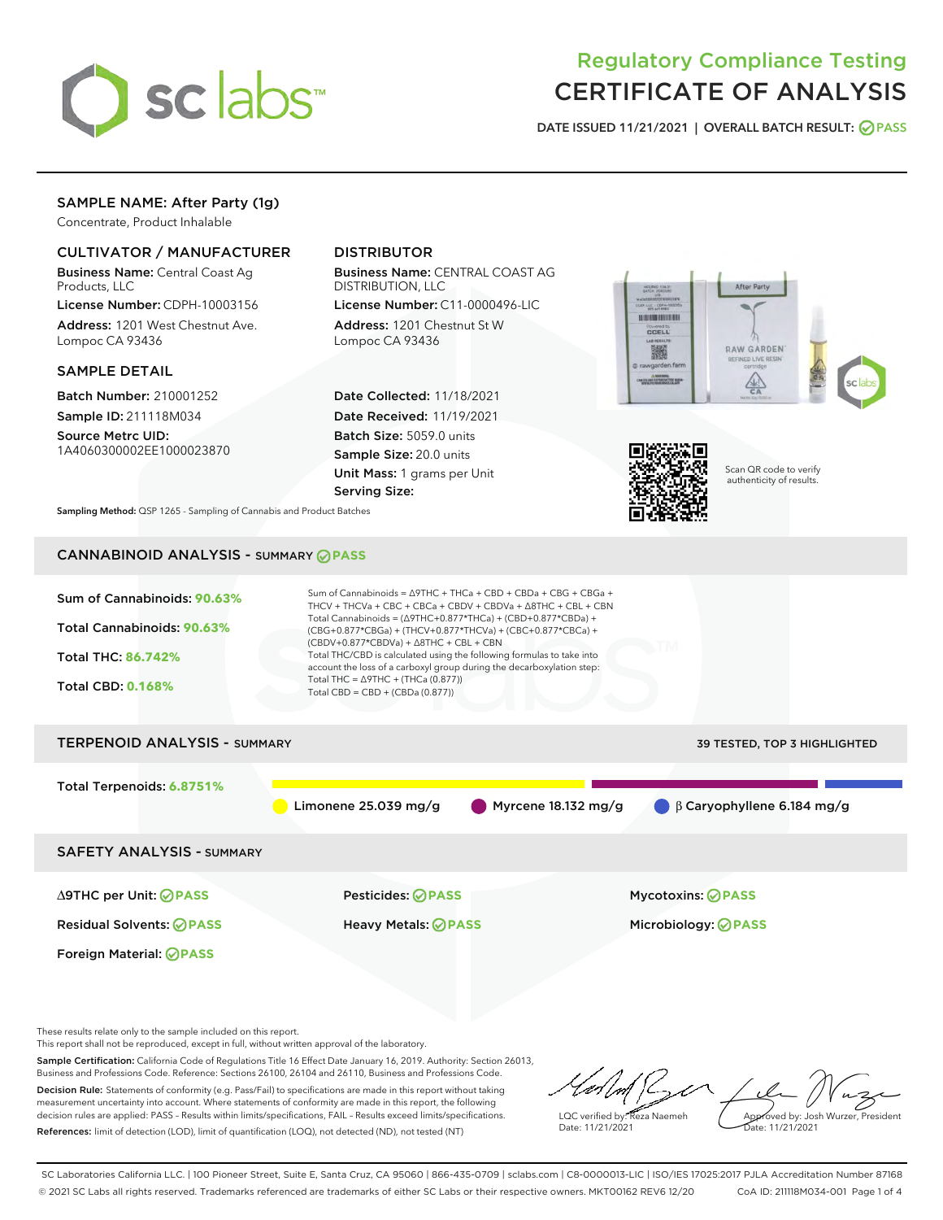# Regulatory Compliance Testing
# CERTIFICATE OF ANALYSIS

DATE ISSUED 11/21/2021 | OVERALL BATCH RESULT: PASS

## SAMPLE NAME: After Party (1g)

Concentrate, Product Inhalable

### CULTIVATOR / MANUFACTURER

**Business Name:** Central Coast Ag Products, LLC

**License Number:** CDPH-10003156

**Address:** 1201 West Chestnut Ave. Lompoc CA 93436

### DISTRIBUTOR

**Business Name:** CENTRAL COAST AG DISTRIBUTION, LLC

**License Number:** C11-0000496-LIC

**Address:** 1201 Chestnut St W Lompoc CA 93436

### SAMPLE DETAIL

**Batch Number:** 210001252

**Sample ID:** 211118M034

**Source Metrc UID:** 1A4060300002EE1000023870

**Date Collected:** 11/18/2021

**Date Received:** 11/19/2021

**Batch Size:** 5059.0 units

**Sample Size:** 20.0 units

**Unit Mass:** 1 grams per Unit

**Serving Size:**

Scan QR code to verify authenticity of results.

**Sampling Method:** QSP 1265 - Sampling of Cannabis and Product Batches

## CANNABINOID ANALYSIS - SUMMARY PASS

**Sum of Cannabinoids:** 90.63%

**Total Cannabinoids:** 90.63%

**Total THC:** 86.742%

**Total CBD:** 0.168%

Sum of Cannabinoids = Δ9THC + THCa + CBD + CBDa + CBG + CBGa + THCV + THCVa + CBC + CBCa + CBDV + CBDVa + Δ8THC + CBL + CBN

Total Cannabinoids = (Δ9THC+0.877\*THCa) + (CBD+0.877\*CBDa) + (CBG+0.877\*CBGa) + (THCV+0.877\*THCVa) + (CBC+0.877\*CBCa) + (CBDV+0.877\*CBDVa) + Δ8THC + CBL + CBN

Total THC/CBD is calculated using the following formulas to take into account the loss of a carboxyl group during the decarboxylation step:

Total THC = Δ9THC + (THCa (0.877))

Total CBD = CBD + (CBDa (0.877))

## TERPENOID ANALYSIS - SUMMARY

39 TESTED, TOP 3 HIGHLIGHTED

**Total Terpenoids:** 6.8751%

Limonene 25.039 mg/g | Myrcene 18.132 mg/g | β Caryophyllene 6.184 mg/g

## SAFETY ANALYSIS - SUMMARY

| | | |
|---|---|---|
| Δ9THC per Unit: PASS | Pesticides: PASS | Mycotoxins: PASS |
| Residual Solvents: PASS | Heavy Metals: PASS | Microbiology: PASS |
| Foreign Material: PASS | | |

These results relate only to the sample included on this report.
This report shall not be reproduced, except in full, without written approval of the laboratory.

**Sample Certification:** California Code of Regulations Title 16 Effect Date January 16, 2019. Authority: Section 26013, Business and Professions Code. Reference: Sections 26100, 26104 and 26110, Business and Professions Code.

**Decision Rule:** Statements of conformity (e.g. Pass/Fail) to specifications are made in this report without taking measurement uncertainty into account. Where statements of conformity are made in this report, the following decision rules are applied: PASS – Results within limits/specifications, FAIL – Results exceed limits/specifications.

**References:** limit of detection (LOD), limit of quantification (LOQ), not detected (ND), not tested (NT)

LQC verified by: Reza Naemeh
Date: 11/21/2021

Approved by: Josh Wurzer, President
Date: 11/21/2021

SC Laboratories California LLC. | 100 Pioneer Street, Suite E, Santa Cruz, CA 95060 | 866-435-0709 | sclabs.com | C8-0000013-LIC | ISO/IES 17025:2017 PJLA Accreditation Number 87168
© 2021 SC Labs all rights reserved. Trademarks referenced are trademarks of either SC Labs or their respective owners. MKT00162 REV6 12/20 CoA ID: 211118M034-001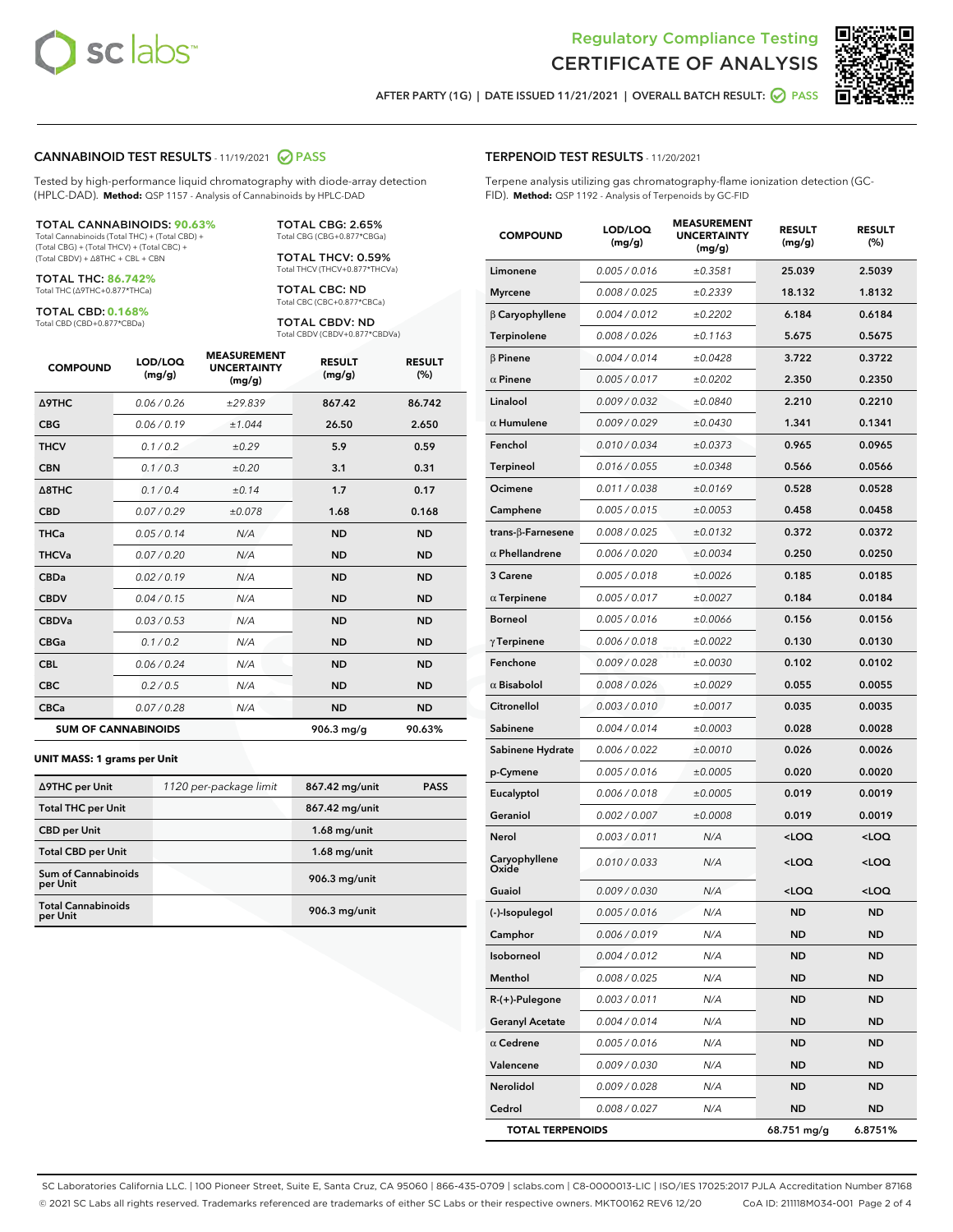Regulatory Compliance Testing
# CERTIFICATE OF ANALYSIS

AFTER PARTY (1G) | DATE ISSUED 11/21/2021 | OVERALL BATCH RESULT: PASS

## CANNABINOID TEST RESULTS - 11/19/2021 PASS

Tested by high-performance liquid chromatography with diode-array detection (HPLC-DAD). **Method:** QSP 1157 - Analysis of Cannabinoids by HPLC-DAD

**TOTAL CANNABINOIDS: 90.63%**
Total Cannabinoids (Total THC) + (Total CBD) + (Total CBG) + (Total THCV) + (Total CBC) + (Total CBDV) + Δ8THC + CBL + CBN

**TOTAL THC: 86.742%**
Total THC (Δ9THC+0.877*THCa)

**TOTAL CBD: 0.168%**
Total CBD (CBD+0.877*CBDa)

**TOTAL CBG: 2.65%**
Total CBG (CBG+0.877*CBGa)

**TOTAL THCV: 0.59%**
Total THCV (THCV+0.877*THCVa)

**TOTAL CBC: ND**
Total CBC (CBC+0.877*CBCa)

**TOTAL CBDV: ND**
Total CBDV (CBDV+0.877*CBDVa)

| COMPOUND | LOD/LOQ (mg/g) | MEASUREMENT UNCERTAINTY (mg/g) | RESULT (mg/g) | RESULT (%) |
|---|---|---|---|---|
| Δ9THC | 0.06 / 0.26 | ±29.839 | 867.42 | 86.742 |
| CBG | 0.06 / 0.19 | ±1.044 | 26.50 | 2.650 |
| THCV | 0.1 / 0.2 | ±0.29 | 5.9 | 0.59 |
| CBN | 0.1 / 0.3 | ±0.20 | 3.1 | 0.31 |
| Δ8THC | 0.1 / 0.4 | ±0.14 | 1.7 | 0.17 |
| CBD | 0.07 / 0.29 | ±0.078 | 1.68 | 0.168 |
| THCa | 0.05 / 0.14 | N/A | ND | ND |
| THCVa | 0.07 / 0.20 | N/A | ND | ND |
| CBDa | 0.02 / 0.19 | N/A | ND | ND |
| CBDV | 0.04 / 0.15 | N/A | ND | ND |
| CBDVa | 0.03 / 0.53 | N/A | ND | ND |
| CBGa | 0.1 / 0.2 | N/A | ND | ND |
| CBL | 0.06 / 0.24 | N/A | ND | ND |
| CBC | 0.2 / 0.5 | N/A | ND | ND |
| CBCa | 0.07 / 0.28 | N/A | ND | ND |
| **SUM OF CANNABINOIDS** | | | 906.3 mg/g | 90.63% |

**UNIT MASS: 1 grams per Unit**

| | | | |
|---|---|---|---|
| Δ9THC per Unit | 1120 per-package limit | 867.42 mg/unit | PASS |
| Total THC per Unit | | 867.42 mg/unit | |
| CBD per Unit | | 1.68 mg/unit | |
| Total CBD per Unit | | 1.68 mg/unit | |
| Sum of Cannabinoids per Unit | | 906.3 mg/unit | |
| Total Cannabinoids per Unit | | 906.3 mg/unit | |

## TERPENOID TEST RESULTS - 11/20/2021

Terpene analysis utilizing gas chromatography-flame ionization detection (GC-FID). **Method:** QSP 1192 - Analysis of Terpenoids by GC-FID

| COMPOUND | LOD/LOQ (mg/g) | MEASUREMENT UNCERTAINTY (mg/g) | RESULT (mg/g) | RESULT (%) |
|---|---|---|---|---|
| Limonene | 0.005 / 0.016 | ±0.3581 | 25.039 | 2.5039 |
| Myrcene | 0.008 / 0.025 | ±0.2339 | 18.132 | 1.8132 |
| β Caryophyllene | 0.004 / 0.012 | ±0.2202 | 6.184 | 0.6184 |
| Terpinolene | 0.008 / 0.026 | ±0.1163 | 5.675 | 0.5675 |
| β Pinene | 0.004 / 0.014 | ±0.0428 | 3.722 | 0.3722 |
| α Pinene | 0.005 / 0.017 | ±0.0202 | 2.350 | 0.2350 |
| Linalool | 0.009 / 0.032 | ±0.0840 | 2.210 | 0.2210 |
| α Humulene | 0.009 / 0.029 | ±0.0430 | 1.341 | 0.1341 |
| Fenchol | 0.010 / 0.034 | ±0.0373 | 0.965 | 0.0965 |
| Terpineol | 0.016 / 0.055 | ±0.0348 | 0.566 | 0.0566 |
| Ocimene | 0.011 / 0.038 | ±0.0169 | 0.528 | 0.0528 |
| Camphene | 0.005 / 0.015 | ±0.0053 | 0.458 | 0.0458 |
| trans-β-Farnesene | 0.008 / 0.025 | ±0.0132 | 0.372 | 0.0372 |
| α Phellandrene | 0.006 / 0.020 | ±0.0034 | 0.250 | 0.0250 |
| 3 Carene | 0.005 / 0.018 | ±0.0026 | 0.185 | 0.0185 |
| α Terpinene | 0.005 / 0.017 | ±0.0027 | 0.184 | 0.0184 |
| Borneol | 0.005 / 0.016 | ±0.0066 | 0.156 | 0.0156 |
| γ Terpinene | 0.006 / 0.018 | ±0.0022 | 0.130 | 0.0130 |
| Fenchone | 0.009 / 0.028 | ±0.0030 | 0.102 | 0.0102 |
| α Bisabolol | 0.008 / 0.026 | ±0.0029 | 0.055 | 0.0055 |
| Citronellol | 0.003 / 0.010 | ±0.0017 | 0.035 | 0.0035 |
| Sabinene | 0.004 / 0.014 | ±0.0003 | 0.028 | 0.0028 |
| Sabinene Hydrate | 0.006 / 0.022 | ±0.0010 | 0.026 | 0.0026 |
| p-Cymene | 0.005 / 0.016 | ±0.0005 | 0.020 | 0.0020 |
| Eucalyptol | 0.006 / 0.018 | ±0.0005 | 0.019 | 0.0019 |
| Geraniol | 0.002 / 0.007 | ±0.0008 | 0.019 | 0.0019 |
| Nerol | 0.003 / 0.011 | N/A | <LOQ | <LOQ |
| Caryophyllene Oxide | 0.010 / 0.033 | N/A | <LOQ | <LOQ |
| Guaiol | 0.009 / 0.030 | N/A | <LOQ | <LOQ |
| (-)-Isopulegol | 0.005 / 0.016 | N/A | ND | ND |
| Camphor | 0.006 / 0.019 | N/A | ND | ND |
| Isoborneol | 0.004 / 0.012 | N/A | ND | ND |
| Menthol | 0.008 / 0.025 | N/A | ND | ND |
| R-(+)-Pulegone | 0.003 / 0.011 | N/A | ND | ND |
| Geranyl Acetate | 0.004 / 0.014 | N/A | ND | ND |
| α Cedrene | 0.005 / 0.016 | N/A | ND | ND |
| Valencene | 0.009 / 0.030 | N/A | ND | ND |
| Nerolidol | 0.009 / 0.028 | N/A | ND | ND |
| Cedrol | 0.008 / 0.027 | N/A | ND | ND |
| **TOTAL TERPENOIDS** | | | 68.751 mg/g | 6.8751% |

SC Laboratories California LLC. | 100 Pioneer Street, Suite E, Santa Cruz, CA 95060 | 866-435-0709 | sclabs.com | C8-0000013-LIC | ISO/IES 17025:2017 PJLA Accreditation Number 87168
© 2021 SC Labs all rights reserved. Trademarks referenced are trademarks of either SC Labs or their respective owners. MKT00162 REV6 12/20 CoA ID: 211118M034-001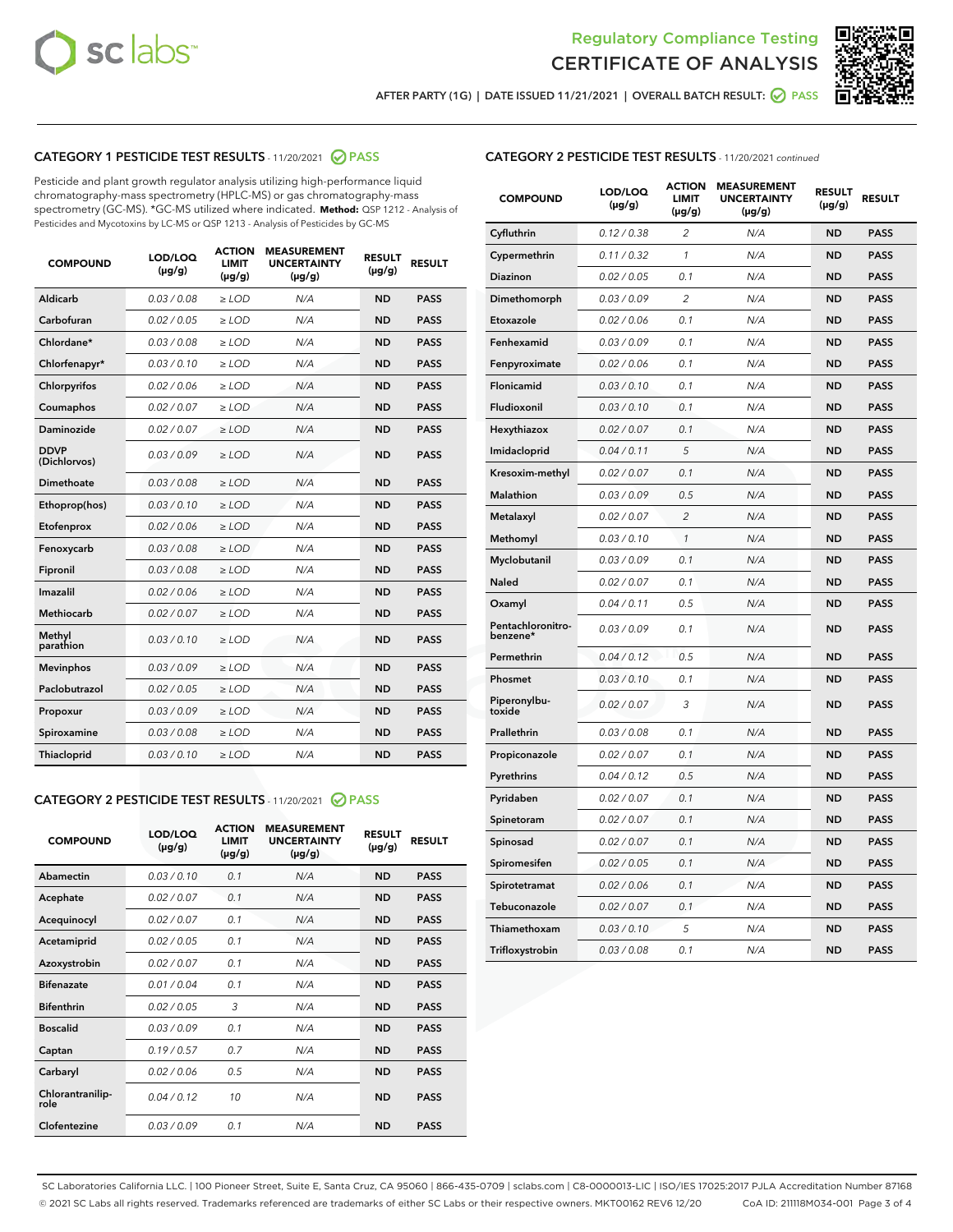Regulatory Compliance Testing
CERTIFICATE OF ANALYSIS

AFTER PARTY (1G) | DATE ISSUED 11/21/2021 | OVERALL BATCH RESULT: PASS

## CATEGORY 1 PESTICIDE TEST RESULTS - 11/20/2021 PASS

Pesticide and plant growth regulator analysis utilizing high-performance liquid chromatography-mass spectrometry (HPLC-MS) or gas chromatography-mass spectrometry (GC-MS). *GC-MS utilized where indicated. **Method:** QSP 1212 - Analysis of Pesticides and Mycotoxins by LC-MS or QSP 1213 - Analysis of Pesticides by GC-MS

| COMPOUND | LOD/LOQ (µg/g) | ACTION LIMIT (µg/g) | MEASUREMENT UNCERTAINTY (µg/g) | RESULT (µg/g) | RESULT |
|---|---|---|---|---|---|
| Aldicarb | 0.03 / 0.08 | ≥ LOD | N/A | ND | PASS |
| Carbofuran | 0.02 / 0.05 | ≥ LOD | N/A | ND | PASS |
| Chlordane* | 0.03 / 0.08 | ≥ LOD | N/A | ND | PASS |
| Chlorfenapyr* | 0.03 / 0.10 | ≥ LOD | N/A | ND | PASS |
| Chlorpyrifos | 0.02 / 0.06 | ≥ LOD | N/A | ND | PASS |
| Coumaphos | 0.02 / 0.07 | ≥ LOD | N/A | ND | PASS |
| Daminozide | 0.02 / 0.07 | ≥ LOD | N/A | ND | PASS |
| DDVP (Dichlorvos) | 0.03 / 0.09 | ≥ LOD | N/A | ND | PASS |
| Dimethoate | 0.03 / 0.08 | ≥ LOD | N/A | ND | PASS |
| Ethoprop(hos) | 0.03 / 0.10 | ≥ LOD | N/A | ND | PASS |
| Etofenprox | 0.02 / 0.06 | ≥ LOD | N/A | ND | PASS |
| Fenoxycarb | 0.03 / 0.08 | ≥ LOD | N/A | ND | PASS |
| Fipronil | 0.03 / 0.08 | ≥ LOD | N/A | ND | PASS |
| Imazalil | 0.02 / 0.06 | ≥ LOD | N/A | ND | PASS |
| Methiocarb | 0.02 / 0.07 | ≥ LOD | N/A | ND | PASS |
| Methyl parathion | 0.03 / 0.10 | ≥ LOD | N/A | ND | PASS |
| Mevinphos | 0.03 / 0.09 | ≥ LOD | N/A | ND | PASS |
| Paclobutrazol | 0.02 / 0.05 | ≥ LOD | N/A | ND | PASS |
| Propoxur | 0.03 / 0.09 | ≥ LOD | N/A | ND | PASS |
| Spiroxamine | 0.03 / 0.08 | ≥ LOD | N/A | ND | PASS |
| Thiacloprid | 0.03 / 0.10 | ≥ LOD | N/A | ND | PASS |

## CATEGORY 2 PESTICIDE TEST RESULTS - 11/20/2021 PASS

| COMPOUND | LOD/LOQ (µg/g) | ACTION LIMIT (µg/g) | MEASUREMENT UNCERTAINTY (µg/g) | RESULT (µg/g) | RESULT |
|---|---|---|---|---|---|
| Abamectin | 0.03 / 0.10 | 0.1 | N/A | ND | PASS |
| Acephate | 0.02 / 0.07 | 0.1 | N/A | ND | PASS |
| Acequinocyl | 0.02 / 0.07 | 0.1 | N/A | ND | PASS |
| Acetamiprid | 0.02 / 0.05 | 0.1 | N/A | ND | PASS |
| Azoxystrobin | 0.02 / 0.07 | 0.1 | N/A | ND | PASS |
| Bifenazate | 0.01 / 0.04 | 0.1 | N/A | ND | PASS |
| Bifenthrin | 0.02 / 0.05 | 3 | N/A | ND | PASS |
| Boscalid | 0.03 / 0.09 | 0.1 | N/A | ND | PASS |
| Captan | 0.19 / 0.57 | 0.7 | N/A | ND | PASS |
| Carbaryl | 0.02 / 0.06 | 0.5 | N/A | ND | PASS |
| Chlorantraniliprole | 0.04 / 0.12 | 10 | N/A | ND | PASS |
| Clofentezine | 0.03 / 0.09 | 0.1 | N/A | ND | PASS |
| Cyfluthrin | 0.12 / 0.38 | 2 | N/A | ND | PASS |
| Cypermethrin | 0.11 / 0.32 | 1 | N/A | ND | PASS |
| Diazinon | 0.02 / 0.05 | 0.1 | N/A | ND | PASS |
| Dimethomorph | 0.03 / 0.09 | 2 | N/A | ND | PASS |
| Etoxazole | 0.02 / 0.06 | 0.1 | N/A | ND | PASS |
| Fenhexamid | 0.03 / 0.09 | 0.1 | N/A | ND | PASS |
| Fenpyroximate | 0.02 / 0.06 | 0.1 | N/A | ND | PASS |
| Flonicamid | 0.03 / 0.10 | 0.1 | N/A | ND | PASS |
| Fludioxonil | 0.03 / 0.10 | 0.1 | N/A | ND | PASS |
| Hexythiazox | 0.02 / 0.07 | 0.1 | N/A | ND | PASS |
| Imidacloprid | 0.04 / 0.11 | 5 | N/A | ND | PASS |
| Kresoxim-methyl | 0.02 / 0.07 | 0.1 | N/A | ND | PASS |
| Malathion | 0.03 / 0.09 | 0.5 | N/A | ND | PASS |
| Metalaxyl | 0.02 / 0.07 | 2 | N/A | ND | PASS |
| Methomyl | 0.03 / 0.10 | 1 | N/A | ND | PASS |
| Myclobutanil | 0.03 / 0.09 | 0.1 | N/A | ND | PASS |
| Naled | 0.02 / 0.07 | 0.1 | N/A | ND | PASS |
| Oxamyl | 0.04 / 0.11 | 0.5 | N/A | ND | PASS |
| Pentachloronitrobenzene* | 0.03 / 0.09 | 0.1 | N/A | ND | PASS |
| Permethrin | 0.04 / 0.12 | 0.5 | N/A | ND | PASS |
| Phosmet | 0.03 / 0.10 | 0.1 | N/A | ND | PASS |
| Piperonylbutoxide | 0.02 / 0.07 | 3 | N/A | ND | PASS |
| Prallethrin | 0.03 / 0.08 | 0.1 | N/A | ND | PASS |
| Propiconazole | 0.02 / 0.07 | 0.1 | N/A | ND | PASS |
| Pyrethrins | 0.04 / 0.12 | 0.5 | N/A | ND | PASS |
| Pyridaben | 0.02 / 0.07 | 0.1 | N/A | ND | PASS |
| Spinetoram | 0.02 / 0.07 | 0.1 | N/A | ND | PASS |
| Spinosad | 0.02 / 0.07 | 0.1 | N/A | ND | PASS |
| Spiromesifen | 0.02 / 0.05 | 0.1 | N/A | ND | PASS |
| Spirotetramat | 0.02 / 0.06 | 0.1 | N/A | ND | PASS |
| Tebuconazole | 0.02 / 0.07 | 0.1 | N/A | ND | PASS |
| Thiamethoxam | 0.03 / 0.10 | 5 | N/A | ND | PASS |
| Trifloxystrobin | 0.03 / 0.08 | 0.1 | N/A | ND | PASS |

SC Laboratories California LLC. | 100 Pioneer Street, Suite E, Santa Cruz, CA 95060 | 866-435-0709 | sclabs.com | C8-0000013-LIC | ISO/IES 17025:2017 PJLA Accreditation Number 87168
© 2021 SC Labs all rights reserved. Trademarks referenced are trademarks of either SC Labs or their respective owners. MKT00162 REV6 12/20 CoA ID: 211118M034-001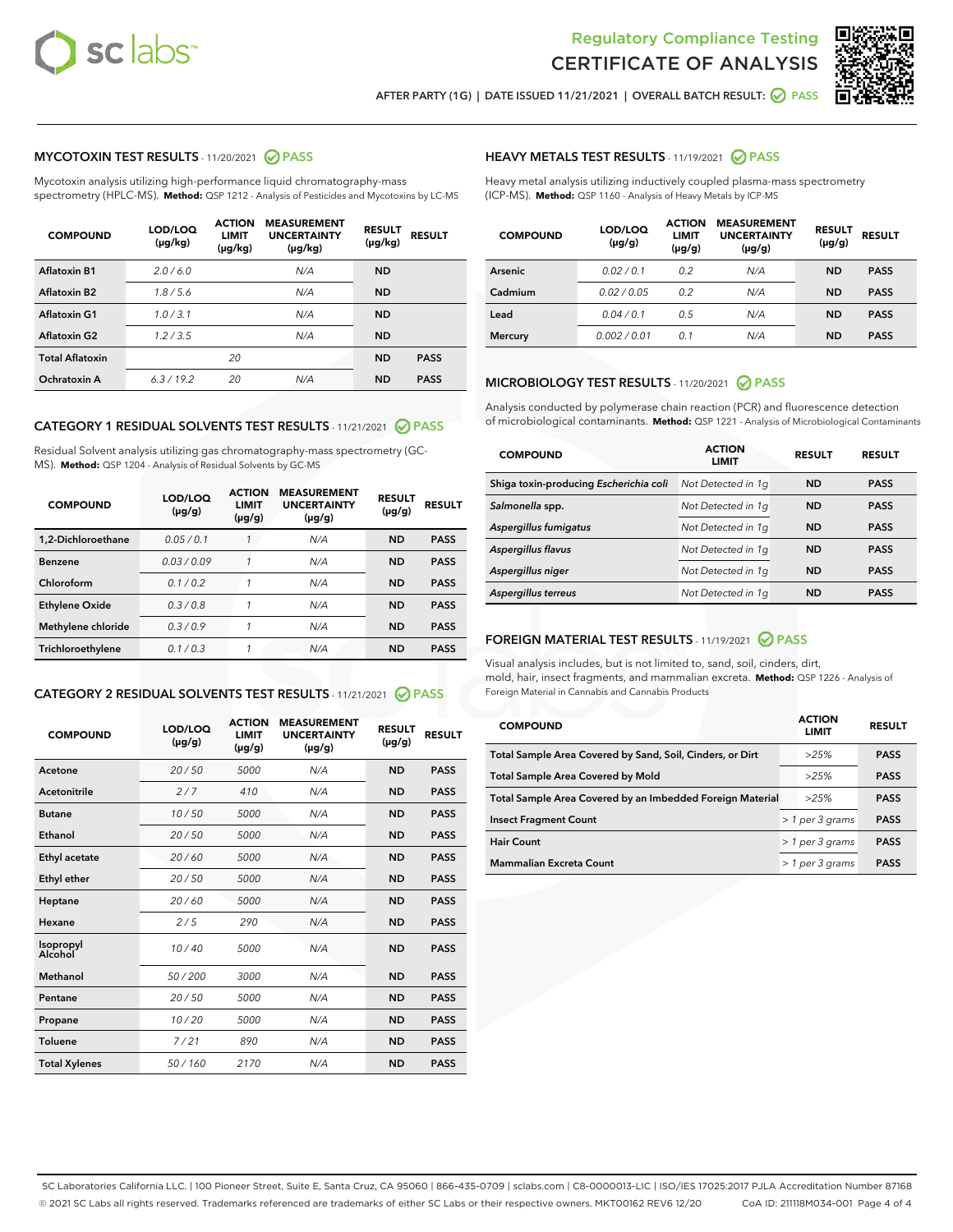Regulatory Compliance Testing
# CERTIFICATE OF ANALYSIS

AFTER PARTY (1G) | DATE ISSUED 11/21/2021 | OVERALL BATCH RESULT: PASS

## MYCOTOXIN TEST RESULTS - 11/20/2021 PASS

Mycotoxin analysis utilizing high-performance liquid chromatography-mass spectrometry (HPLC-MS). **Method:** QSP 1212 - Analysis of Pesticides and Mycotoxins by LC-MS

| COMPOUND | LOD/LOQ (μg/kg) | ACTION LIMIT (μg/kg) | MEASUREMENT UNCERTAINTY (μg/kg) | RESULT (μg/kg) | RESULT |
|---|---|---|---|---|---|
| Aflatoxin B1 | 2.0 / 6.0 | | N/A | ND | |
| Aflatoxin B2 | 1.8 / 5.6 | | N/A | ND | |
| Aflatoxin G1 | 1.0 / 3.1 | | N/A | ND | |
| Aflatoxin G2 | 1.2 / 3.5 | | N/A | ND | |
| Total Aflatoxin | | 20 | | ND | PASS |
| Ochratoxin A | 6.3 / 19.2 | 20 | N/A | ND | PASS |

## CATEGORY 1 RESIDUAL SOLVENTS TEST RESULTS - 11/21/2021 PASS

Residual Solvent analysis utilizing gas chromatography-mass spectrometry (GC-MS). **Method:** QSP 1204 - Analysis of Residual Solvents by GC-MS

| COMPOUND | LOD/LOQ (μg/g) | ACTION LIMIT (μg/g) | MEASUREMENT UNCERTAINTY (μg/g) | RESULT (μg/g) | RESULT |
|---|---|---|---|---|---|
| 1,2-Dichloroethane | 0.05 / 0.1 | 1 | N/A | ND | PASS |
| Benzene | 0.03 / 0.09 | 1 | N/A | ND | PASS |
| Chloroform | 0.1 / 0.2 | 1 | N/A | ND | PASS |
| Ethylene Oxide | 0.3 / 0.8 | 1 | N/A | ND | PASS |
| Methylene chloride | 0.3 / 0.9 | 1 | N/A | ND | PASS |
| Trichloroethylene | 0.1 / 0.3 | 1 | N/A | ND | PASS |

## CATEGORY 2 RESIDUAL SOLVENTS TEST RESULTS - 11/21/2021 PASS

| COMPOUND | LOD/LOQ (μg/g) | ACTION LIMIT (μg/g) | MEASUREMENT UNCERTAINTY (μg/g) | RESULT (μg/g) | RESULT |
|---|---|---|---|---|---|
| Acetone | 20 / 50 | 5000 | N/A | ND | PASS |
| Acetonitrile | 2 / 7 | 410 | N/A | ND | PASS |
| Butane | 10 / 50 | 5000 | N/A | ND | PASS |
| Ethanol | 20 / 50 | 5000 | N/A | ND | PASS |
| Ethyl acetate | 20 / 60 | 5000 | N/A | ND | PASS |
| Ethyl ether | 20 / 50 | 5000 | N/A | ND | PASS |
| Heptane | 20 / 60 | 5000 | N/A | ND | PASS |
| Hexane | 2 / 5 | 290 | N/A | ND | PASS |
| Isopropyl Alcohol | 10 / 40 | 5000 | N/A | ND | PASS |
| Methanol | 50 / 200 | 3000 | N/A | ND | PASS |
| Pentane | 20 / 50 | 5000 | N/A | ND | PASS |
| Propane | 10 / 20 | 5000 | N/A | ND | PASS |
| Toluene | 7 / 21 | 890 | N/A | ND | PASS |
| Total Xylenes | 50 / 160 | 2170 | N/A | ND | PASS |

## HEAVY METALS TEST RESULTS - 11/19/2021 PASS

Heavy metal analysis utilizing inductively coupled plasma-mass spectrometry (ICP-MS). **Method:** QSP 1160 - Analysis of Heavy Metals by ICP-MS

| COMPOUND | LOD/LOQ (μg/g) | ACTION LIMIT (μg/g) | MEASUREMENT UNCERTAINTY (μg/g) | RESULT (μg/g) | RESULT |
|---|---|---|---|---|---|
| Arsenic | 0.02 / 0.1 | 0.2 | N/A | ND | PASS |
| Cadmium | 0.02 / 0.05 | 0.2 | N/A | ND | PASS |
| Lead | 0.04 / 0.1 | 0.5 | N/A | ND | PASS |
| Mercury | 0.002 / 0.01 | 0.1 | N/A | ND | PASS |

## MICROBIOLOGY TEST RESULTS - 11/20/2021 PASS

Analysis conducted by polymerase chain reaction (PCR) and fluorescence detection of microbiological contaminants. **Method:** QSP 1221 - Analysis of Microbiological Contaminants

| COMPOUND | ACTION LIMIT | RESULT | RESULT |
|---|---|---|---|
| Shiga toxin-producing *Escherichia coli* | Not Detected in 1g | ND | PASS |
| *Salmonella* spp. | Not Detected in 1g | ND | PASS |
| *Aspergillus fumigatus* | Not Detected in 1g | ND | PASS |
| *Aspergillus flavus* | Not Detected in 1g | ND | PASS |
| *Aspergillus niger* | Not Detected in 1g | ND | PASS |
| *Aspergillus terreus* | Not Detected in 1g | ND | PASS |

## FOREIGN MATERIAL TEST RESULTS - 11/19/2021 PASS

Visual analysis includes, but is not limited to, sand, soil, cinders, dirt, mold, hair, insect fragments, and mammalian excreta. **Method:** QSP 1226 - Analysis of Foreign Material in Cannabis and Cannabis Products

| COMPOUND | ACTION LIMIT | RESULT |
|---|---|---|
| Total Sample Area Covered by Sand, Soil, Cinders, or Dirt | >25% | PASS |
| Total Sample Area Covered by Mold | >25% | PASS |
| Total Sample Area Covered by an Imbedded Foreign Material | >25% | PASS |
| Insect Fragment Count | > 1 per 3 grams | PASS |
| Hair Count | > 1 per 3 grams | PASS |
| Mammalian Excreta Count | > 1 per 3 grams | PASS |

SC Laboratories California LLC. | 100 Pioneer Street, Suite E, Santa Cruz, CA 95060 | 866-435-0709 | sclabs.com | C8-0000013-LIC | ISO/IES 17025:2017 PJLA Accreditation Number 87168
© 2021 SC Labs all rights reserved. Trademarks referenced are trademarks of either SC Labs or their respective owners. MKT00162 REV6 12/20 CoA ID: 211118M034-001